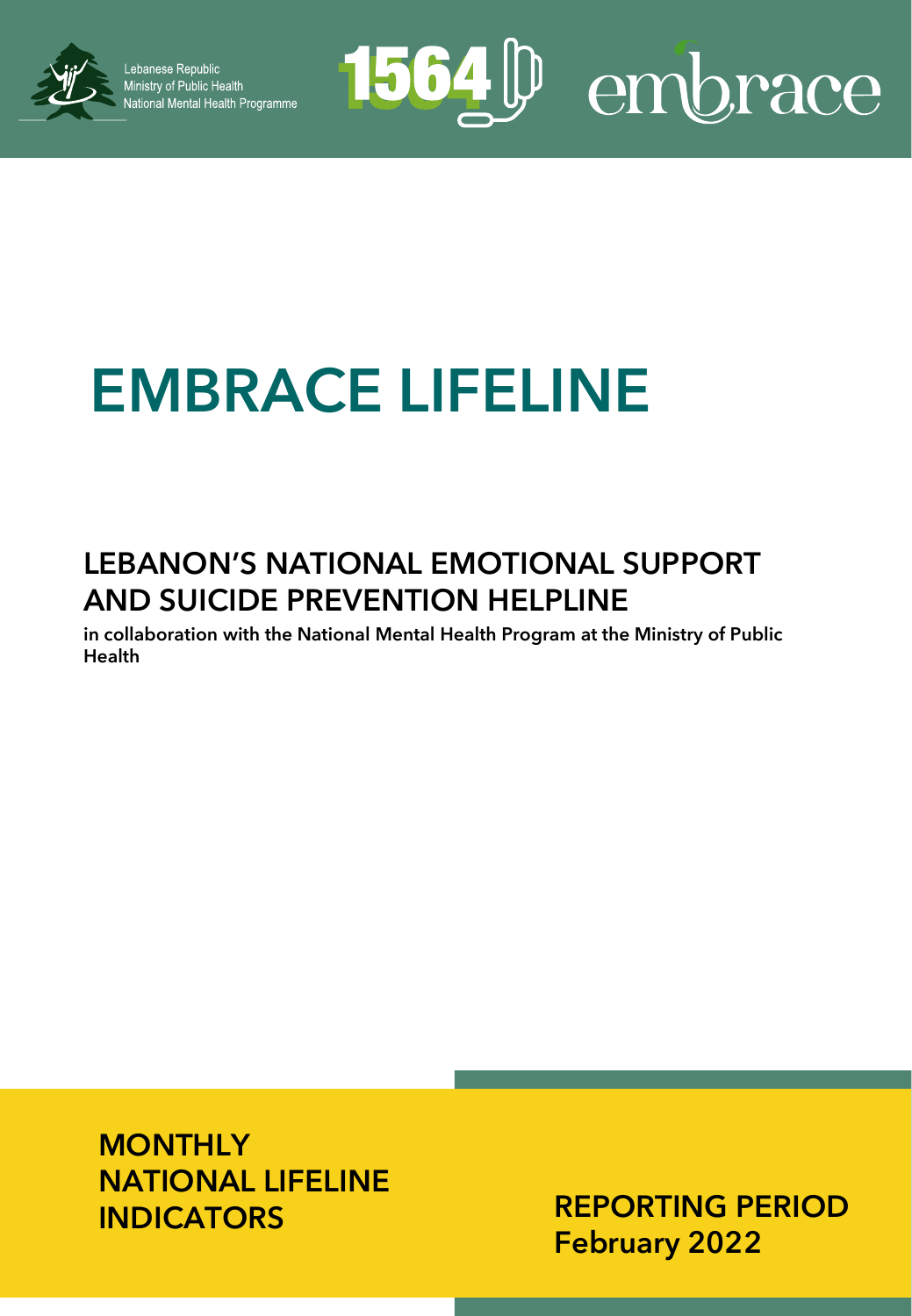Lebanese Republic
Ministry of Public Health
National Mental Health Programme

1564 embrace

# EMBRACE LIFELINE

## LEBANON'S NATIONAL EMOTIONAL SUPPORT AND SUICIDE PREVENTION HELPLINE

**in collaboration with the National Mental Health Program at the Ministry of Public Health**

**MONTHLY NATIONAL LIFELINE INDICATORS**

**REPORTING PERIOD**
**February 2022**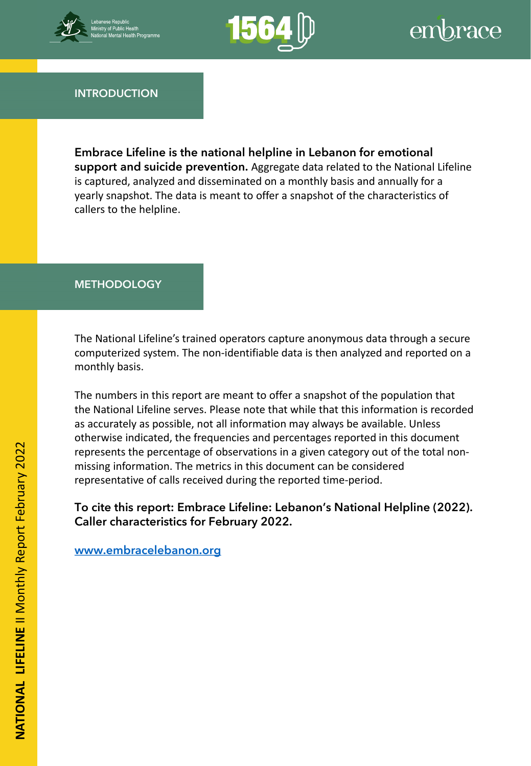## INTRODUCTION

**Embrace Lifeline is the national helpline in Lebanon for emotional support and suicide prevention.** Aggregate data related to the National Lifeline is captured, analyzed and disseminated on a monthly basis and annually for a yearly snapshot. The data is meant to offer a snapshot of the characteristics of callers to the helpline.

## METHODOLOGY

The National Lifeline's trained operators capture anonymous data through a secure computerized system. The non-identifiable data is then analyzed and reported on a monthly basis.

The numbers in this report are meant to offer a snapshot of the population that the National Lifeline serves. Please note that while that this information is recorded as accurately as possible, not all information may always be available. Unless otherwise indicated, the frequencies and percentages reported in this document represents the percentage of observations in a given category out of the total non-missing information. The metrics in this document can be considered representative of calls received during the reported time-period.

**To cite this report: Embrace Lifeline: Lebanon's National Helpline (2022). Caller characteristics for February 2022.**

www.embracelebanon.org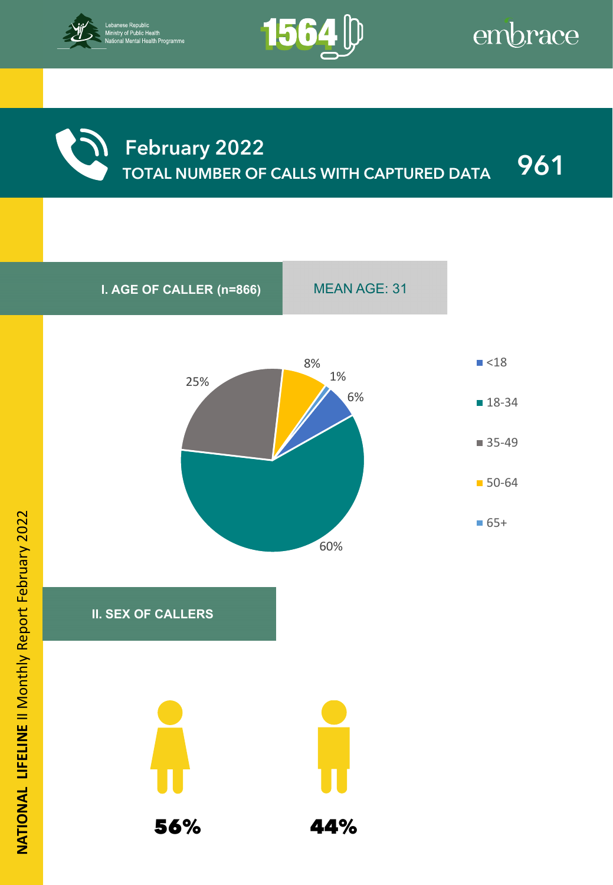Lebanese Republic
Ministry of Public Health
National Mental Health Programme

1564

embrace

# February 2022

## TOTAL NUMBER OF CALLS WITH CAPTURED DATA 961

### I. AGE OF CALLER (n=866)

MEAN AGE: 31

| Age group | Percentage |
| --- | --- |
| <18 | 6% |
| 18-34 | 60% |
| 35-49 | 25% |
| 50-64 | 8% |
| 65+ | 1% |

### II. SEX OF CALLERS

| Female | Male |
| --- | --- |
| 56% | 44% |

NATIONAL LIFELINE II Monthly Report February 2022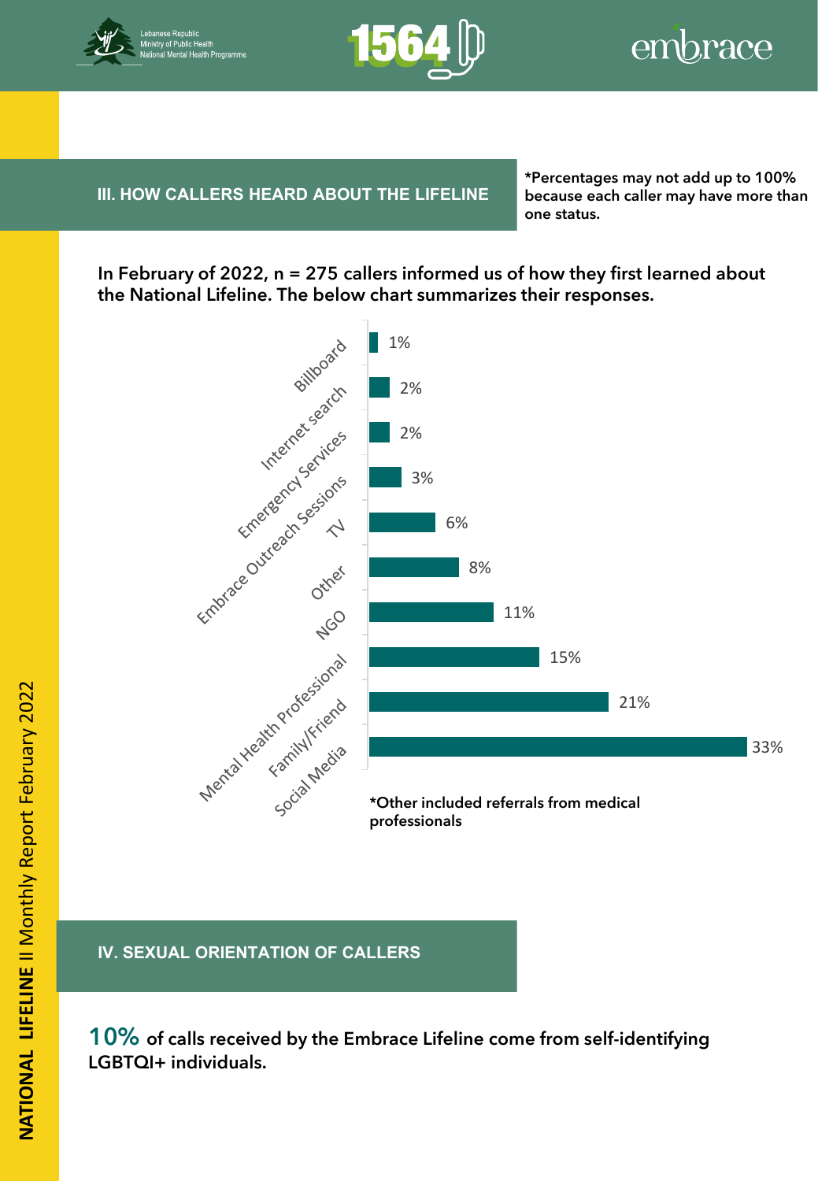## III. HOW CALLERS HEARD ABOUT THE LIFELINE

**\*Percentages may not add up to 100% because each caller may have more than one status.**

**In February of 2022, n = 275 callers informed us of how they first learned about the National Lifeline. The below chart summarizes their responses.**

| Source | Percentage |
| --- | --- |
| Billboard | 1% |
| Internet search | 2% |
| Emergency Services | 2% |
| Embrace Outreach Sessions | 3% |
| TV | 6% |
| Other | 8% |
| NGO | 11% |
| Mental Health Professional | 15% |
| Family/Friend | 21% |
| Social Media | 33% |

**\*Other included referrals from medical professionals**

## IV. SEXUAL ORIENTATION OF CALLERS

**10% of calls received by the Embrace Lifeline come from self-identifying LGBTQI+ individuals.**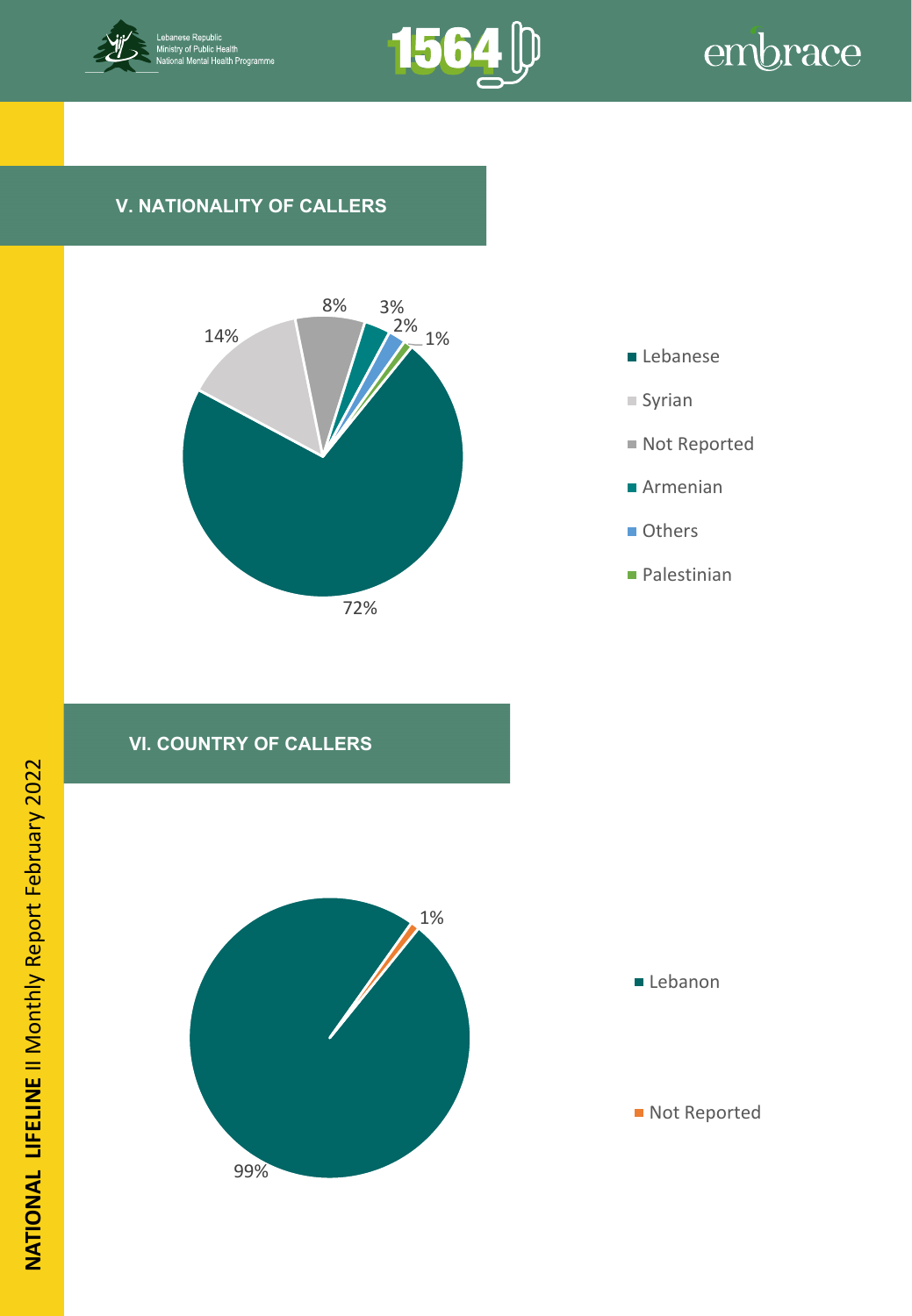## V. NATIONALITY OF CALLERS

| Nationality | Percentage |
|---|---|
| Lebanese | 72% |
| Syrian | 14% |
| Not Reported | 8% |
| Armenian | 3% |
| Others | 2% |
| Palestinian | 1% |

## VI. COUNTRY OF CALLERS

| Country | Percentage |
|---|---|
| Lebanon | 99% |
| Not Reported | 1% |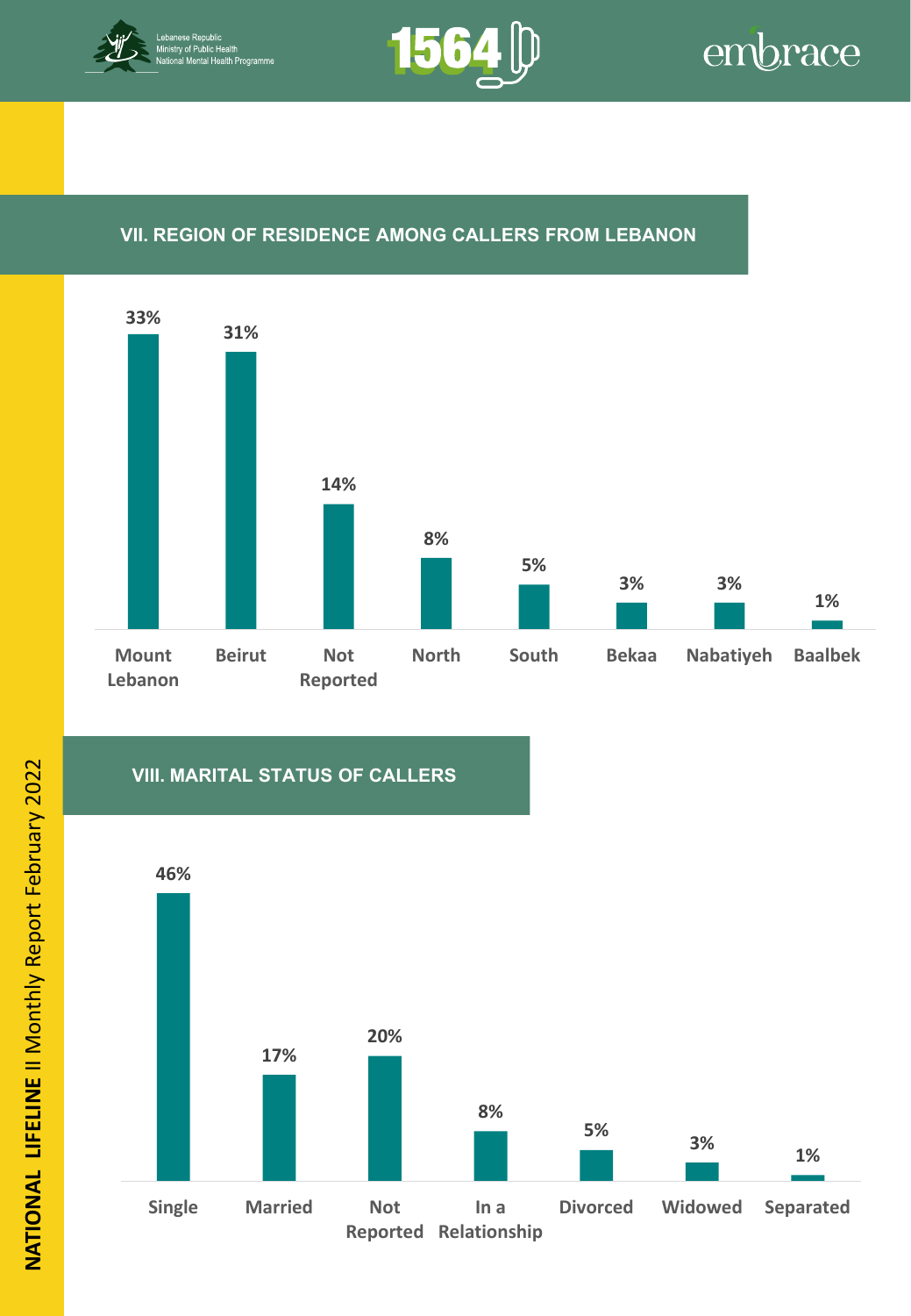## VII. REGION OF RESIDENCE AMONG CALLERS FROM LEBANON

| Region | Percentage |
|---|---|
| Mount Lebanon | 33% |
| Beirut | 31% |
| Not Reported | 14% |
| North | 8% |
| South | 5% |
| Bekaa | 3% |
| Nabatiyeh | 3% |
| Baalbek | 1% |

## VIII. MARITAL STATUS OF CALLERS

| Marital Status | Percentage |
|---|---|
| Single | 46% |
| Married | 17% |
| Not Reported | 20% |
| In a Relationship | 8% |
| Divorced | 5% |
| Widowed | 3% |
| Separated | 1% |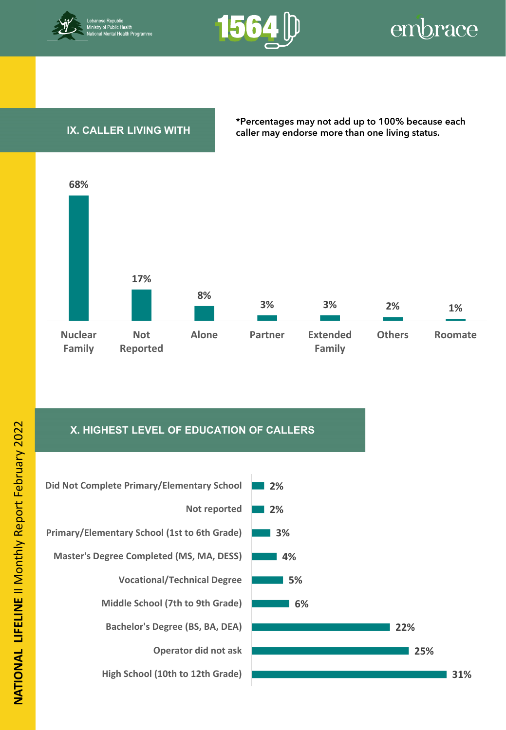## IX. CALLER LIVING WITH

*Percentages may not add up to 100% because each caller may endorse more than one living status.

| Living With | Percentage |
|---|---|
| Nuclear Family | 68% |
| Not Reported | 17% |
| Alone | 8% |
| Partner | 3% |
| Extended Family | 3% |
| Others | 2% |
| Roomate | 1% |

## X. HIGHEST LEVEL OF EDUCATION OF CALLERS

| Level of Education | Percentage |
|---|---|
| Did Not Complete Primary/Elementary School | 2% |
| Not reported | 2% |
| Primary/Elementary School (1st to 6th Grade) | 3% |
| Master's Degree Completed (MS, MA, DESS) | 4% |
| Vocational/Technical Degree | 5% |
| Middle School (7th to 9th Grade) | 6% |
| Bachelor's Degree (BS, BA, DEA) | 22% |
| Operator did not ask | 25% |
| High School (10th to 12th Grade) | 31% |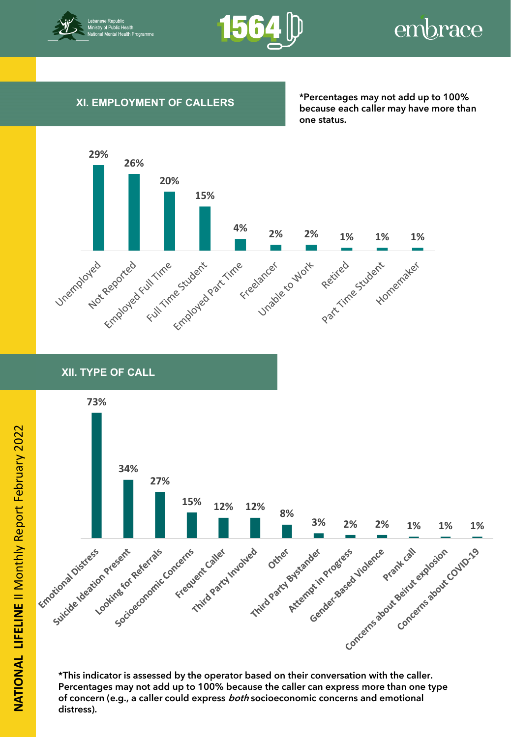## XI. EMPLOYMENT OF CALLERS

*Percentages may not add up to 100% because each caller may have more than one status.

| Employment | Percentage |
|---|---|
| Unemployed | 29% |
| Not Reported | 26% |
| Employed Full Time | 20% |
| Full Time Student | 15% |
| Employed Part Time | 4% |
| Freelancer | 2% |
| Unable to Work | 2% |
| Retired | 1% |
| Part Time Student | 1% |
| Homemaker | 1% |

## XII. TYPE OF CALL

| Type of Call | Percentage |
|---|---|
| Emotional Distress | 73% |
| Suicide Ideation Present | 34% |
| Looking for Referrals | 27% |
| Socioeconomic Concerns | 15% |
| Frequent Caller | 12% |
| Third Party Involved | 12% |
| Other | 8% |
| Third Party Bystander | 3% |
| Attempt in Progress | 2% |
| Gender-Based Violence | 2% |
| Prank call | 1% |
| Concerns about Beirut explosion | 1% |
| Concerns about COVID-19 | 1% |

**\*This indicator is assessed by the operator based on their conversation with the caller. Percentages may not add up to 100% because the caller can express more than one type of concern (e.g., a caller could express *both* socioeconomic concerns and emotional distress).**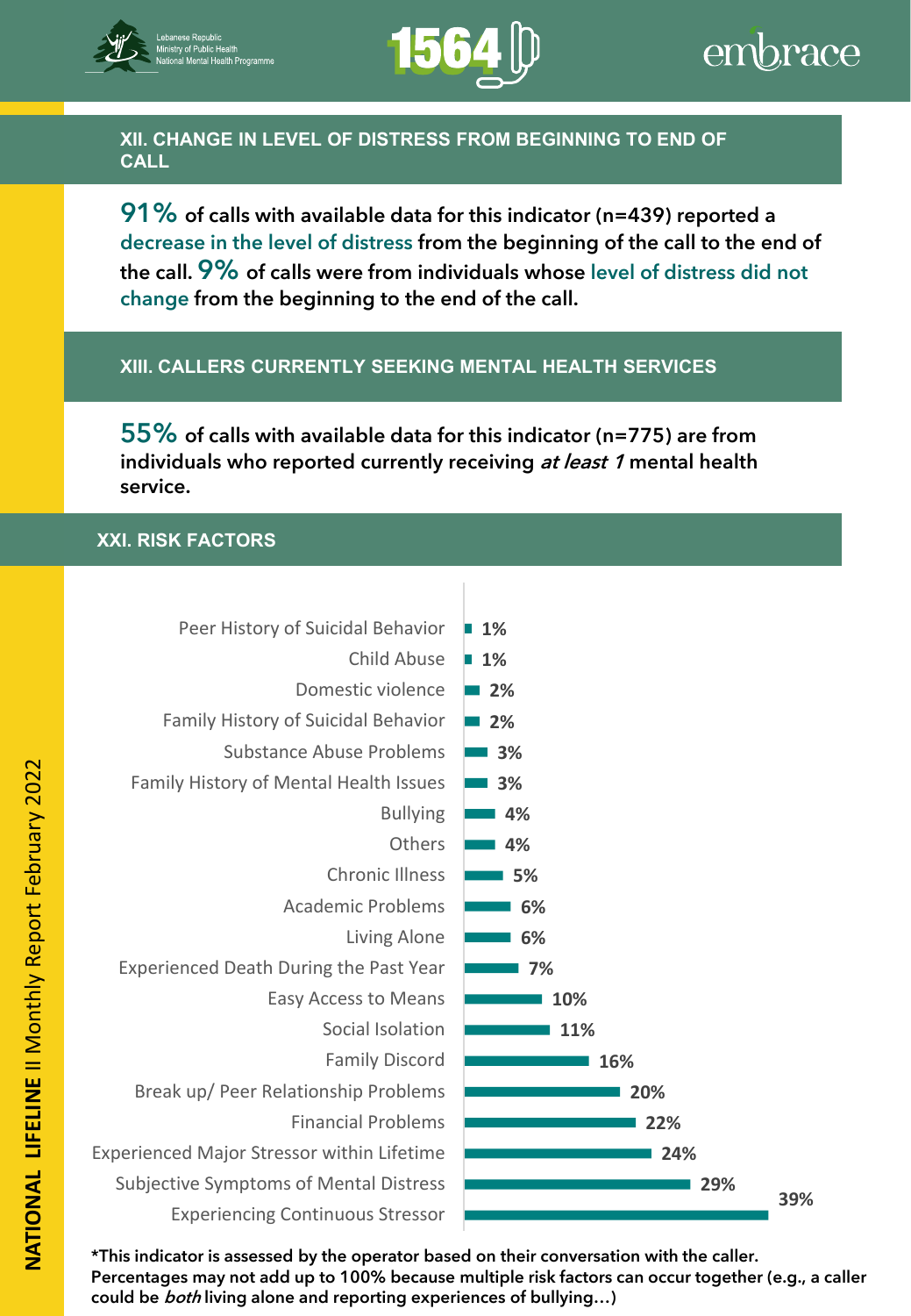## XII. CHANGE IN LEVEL OF DISTRESS FROM BEGINNING TO END OF CALL

**91%** of calls with available data for this indicator (n=439) reported a decrease in the level of distress from the beginning of the call to the end of the call. **9%** of calls were from individuals whose level of distress did not change from the beginning to the end of the call.

## XIII. CALLERS CURRENTLY SEEKING MENTAL HEALTH SERVICES

**55%** of calls with available data for this indicator (n=775) are from individuals who reported currently receiving *at least 1* mental health service.

## XXI. RISK FACTORS

Peer History of Suicidal Behavior 1%
Child Abuse 1%
Domestic violence 2%
Family History of Suicidal Behavior 2%
Substance Abuse Problems 3%
Family History of Mental Health Issues 3%
Bullying 4%
Others 4%
Chronic Illness 5%
Academic Problems 6%
Living Alone 6%
Experienced Death During the Past Year 7%
Easy Access to Means 10%
Social Isolation 11%
Family Discord 16%
Break up/ Peer Relationship Problems 20%
Financial Problems 22%
Experienced Major Stressor within Lifetime 24%
Subjective Symptoms of Mental Distress 29%
Experiencing Continuous Stressor 39%

**\*This indicator is assessed by the operator based on their conversation with the caller. Percentages may not add up to 100% because multiple risk factors can occur together (e.g., a caller could be *both* living alone and reporting experiences of bullying…)**